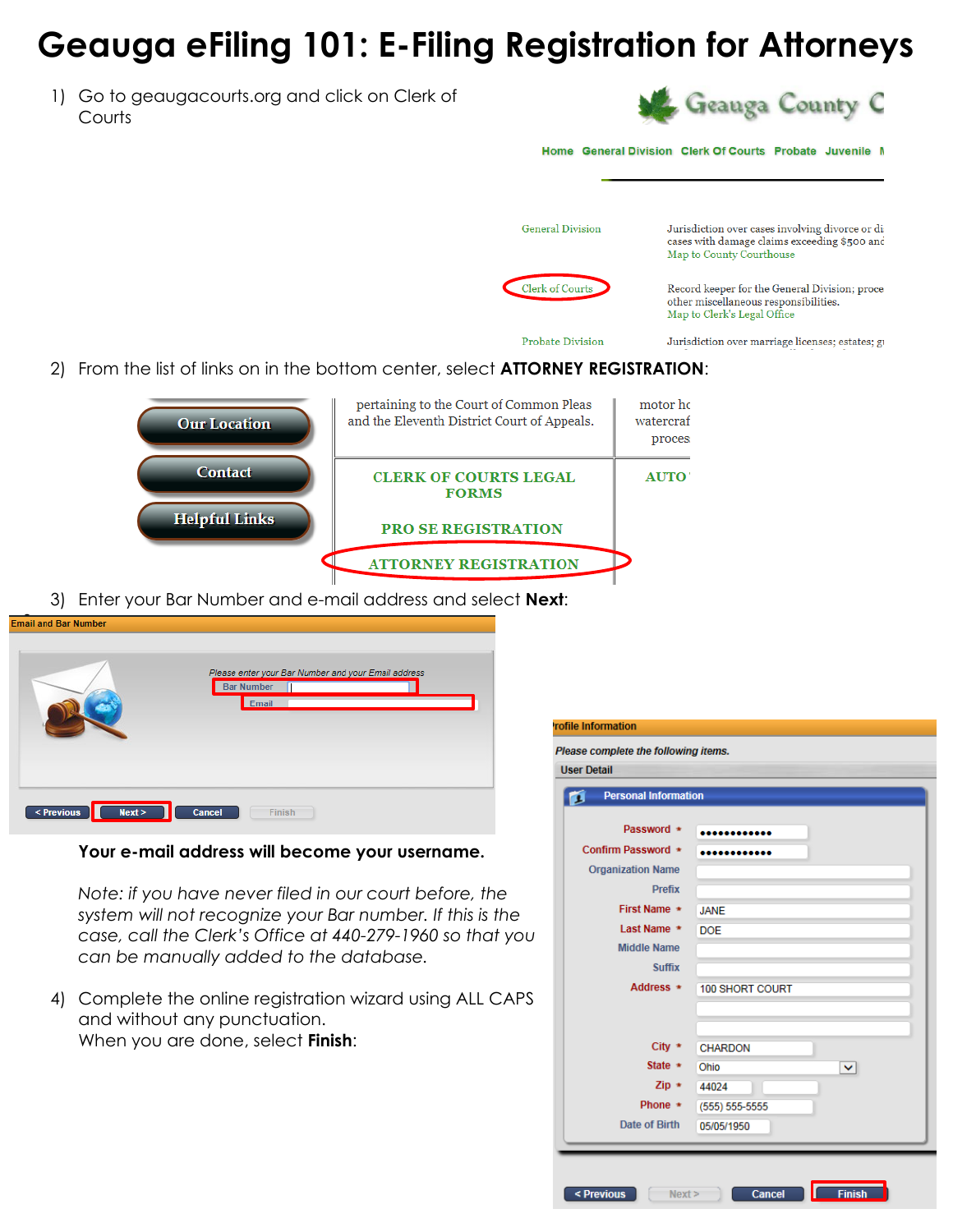# Geauga eFiling 101: E-Filing Registration for Attorneys

1) Go to geaugacourts.org and click on Clerk of Courts

2) From the list of links on in the bottom center, select **ATTORNEY REGISTRATION**:

3) Enter your Bar Number and e-mail address and select **Next**:

**Your e-mail address will become your username.**

*Note: if you have never filed in our court before, the system will not recognize your Bar number. If this is the case, call the Clerk's Office at 440-279-1960 so that you can be manually added to the database.*

4) Complete the online registration wizard using ALL CAPS and without any punctuation.
   When you are done, select **Finish**: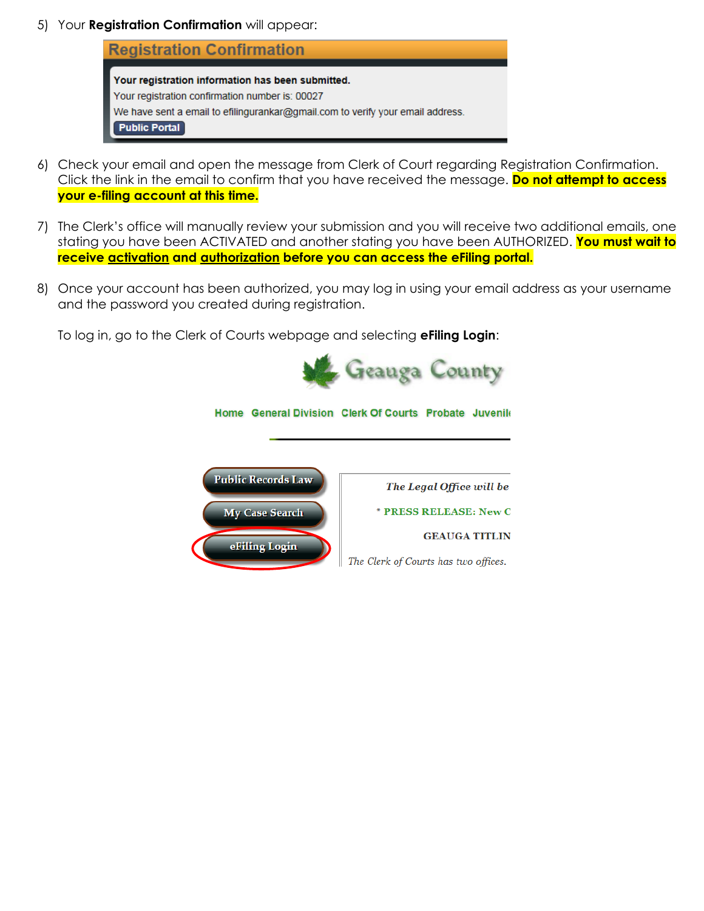5) Your **Registration Confirmation** will appear:

Registration Confirmation

**Your registration information has been submitted.**
Your registration confirmation number is: 00027
We have sent a email to efilingurankar@gmail.com to verify your email address.
Public Portal

6) Check your email and open the message from Clerk of Court regarding Registration Confirmation. Click the link in the email to confirm that you have received the message. **Do not attempt to access your e-filing account at this time.**

7) The Clerk's office will manually review your submission and you will receive two additional emails, one stating you have been ACTIVATED and another stating you have been AUTHORIZED. **You must wait to receive <u>activation</u> and <u>authorization</u> before you can access the eFiling portal.**

8) Once your account has been authorized, you may log in using your email address as your username and the password you created during registration.

   To log in, go to the Clerk of Courts webpage and selecting **eFiling Login**:

Geauga County

Home General Division Clerk Of Courts Probate Juvenile

Public Records Law
My Case Search
eFiling Login

*The Legal Office will be*
* PRESS RELEASE: New C
GEAUGA TITLIN
*The Clerk of Courts has two offices.*